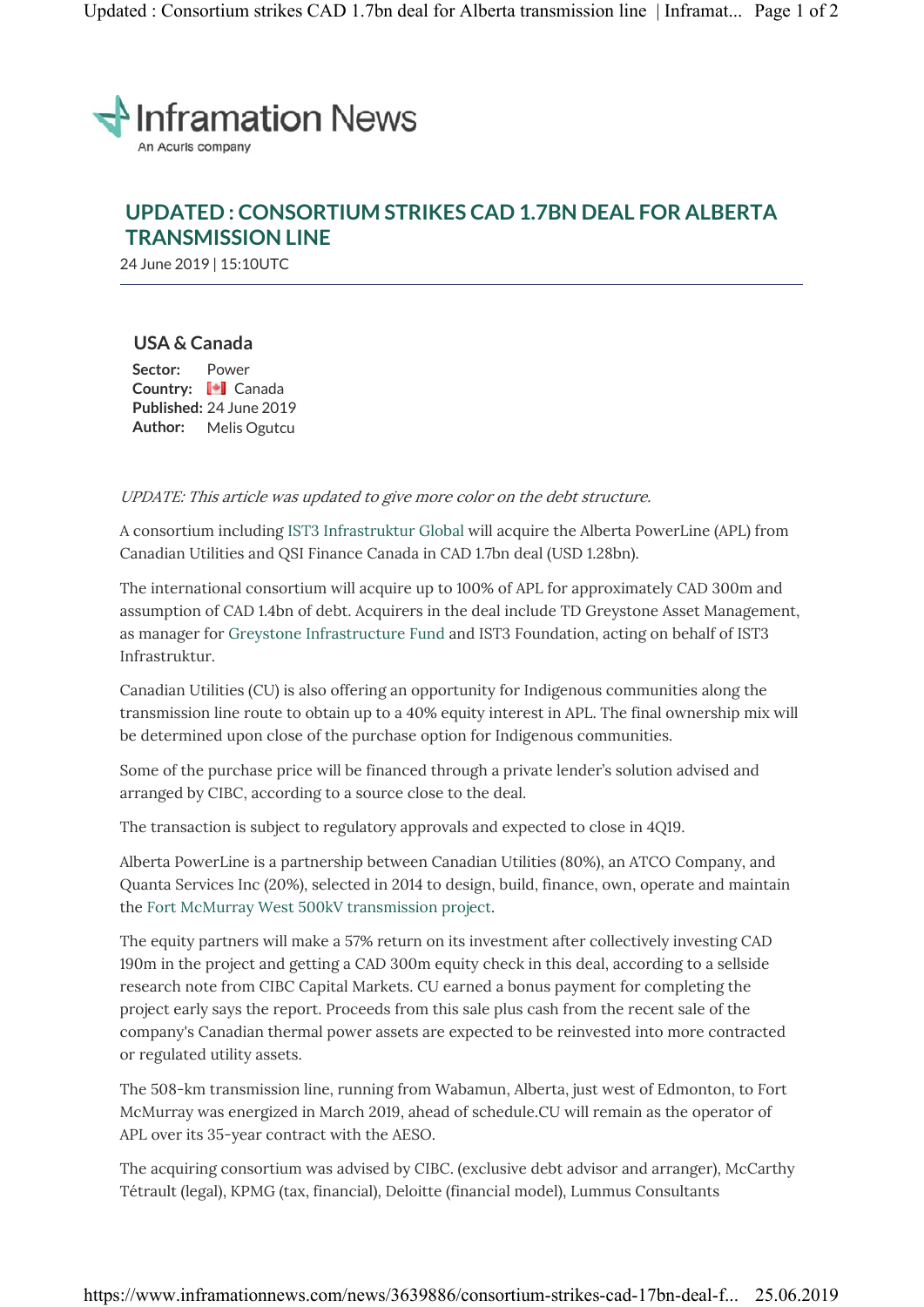Inframation News

An Acuris company

# UPDATED : CONSORTIUM STRIKES CAD 1.7BN DEAL FOR ALBERTA TRANSMISSION LINE

24 June 2019 | 15:10UTC

## USA & Canada

**Sector:** Power
**Country:** Canada
**Published:** 24 June 2019
**Author:** Melis Ogutcu

*UPDATE: This article was updated to give more color on the debt structure.*

A consortium including IST3 Infrastruktur Global will acquire the Alberta PowerLine (APL) from Canadian Utilities and QSI Finance Canada in CAD 1.7bn deal (USD 1.28bn).

The international consortium will acquire up to 100% of APL for approximately CAD 300m and assumption of CAD 1.4bn of debt. Acquirers in the deal include TD Greystone Asset Management, as manager for Greystone Infrastructure Fund and IST3 Foundation, acting on behalf of IST3 Infrastruktur.

Canadian Utilities (CU) is also offering an opportunity for Indigenous communities along the transmission line route to obtain up to a 40% equity interest in APL. The final ownership mix will be determined upon close of the purchase option for Indigenous communities.

Some of the purchase price will be financed through a private lender's solution advised and arranged by CIBC, according to a source close to the deal.

The transaction is subject to regulatory approvals and expected to close in 4Q19.

Alberta PowerLine is a partnership between Canadian Utilities (80%), an ATCO Company, and Quanta Services Inc (20%), selected in 2014 to design, build, finance, own, operate and maintain the Fort McMurray West 500kV transmission project.

The equity partners will make a 57% return on its investment after collectively investing CAD 190m in the project and getting a CAD 300m equity check in this deal, according to a sellside research note from CIBC Capital Markets. CU earned a bonus payment for completing the project early says the report. Proceeds from this sale plus cash from the recent sale of the company's Canadian thermal power assets are expected to be reinvested into more contracted or regulated utility assets.

The 508-km transmission line, running from Wabamun, Alberta, just west of Edmonton, to Fort McMurray was energized in March 2019, ahead of schedule.CU will remain as the operator of APL over its 35-year contract with the AESO.

The acquiring consortium was advised by CIBC. (exclusive debt advisor and arranger), McCarthy Tétrault (legal), KPMG (tax, financial), Deloitte (financial model), Lummus Consultants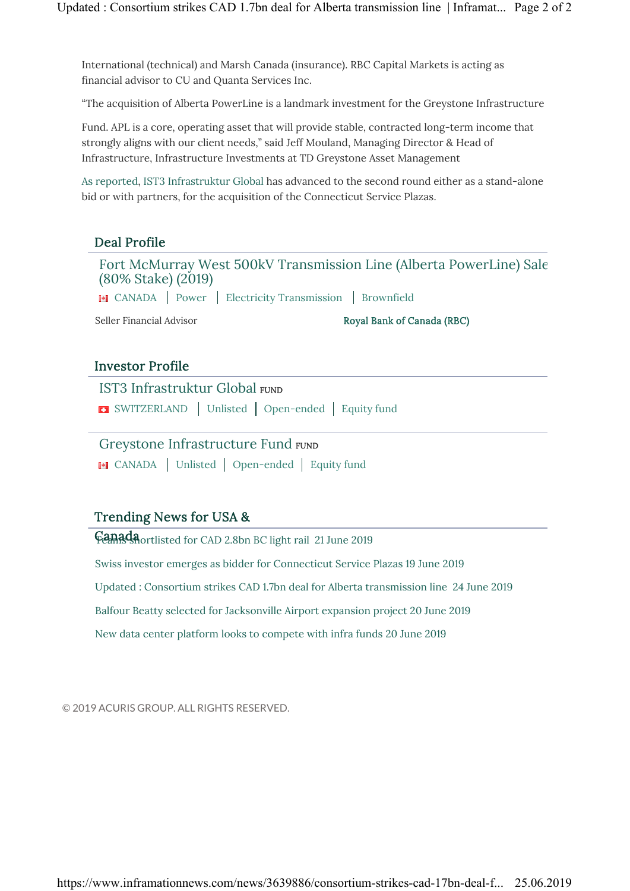International (technical) and Marsh Canada (insurance). RBC Capital Markets is acting as financial advisor to CU and Quanta Services Inc.

"The acquisition of Alberta PowerLine is a landmark investment for the Greystone Infrastructure

Fund. APL is a core, operating asset that will provide stable, contracted long-term income that strongly aligns with our client needs," said Jeff Mouland, Managing Director & Head of Infrastructure, Infrastructure Investments at TD Greystone Asset Management

As reported, IST3 Infrastruktur Global has advanced to the second round either as a stand-alone bid or with partners, for the acquisition of the Connecticut Service Plazas.

## Deal Profile

### Fort McMurray West 500kV Transmission Line (Alberta PowerLine) Sale (80% Stake) (2019)

CANADA | Power | Electricity Transmission | Brownfield

| | |
|---|---|
| Seller Financial Advisor | **Royal Bank of Canada (RBC)** |

## Investor Profile

### IST3 Infrastruktur Global FUND

SWITZERLAND | Unlisted | Open-ended | Equity fund

### Greystone Infrastructure Fund FUND

CANADA | Unlisted | Open-ended | Equity fund

## Trending News for USA & Canada

Teams shortlisted for CAD 2.8bn BC light rail 21 June 2019

Swiss investor emerges as bidder for Connecticut Service Plazas 19 June 2019

Updated : Consortium strikes CAD 1.7bn deal for Alberta transmission line 24 June 2019

Balfour Beatty selected for Jacksonville Airport expansion project 20 June 2019

New data center platform looks to compete with infra funds 20 June 2019

© 2019 ACURIS GROUP. ALL RIGHTS RESERVED.